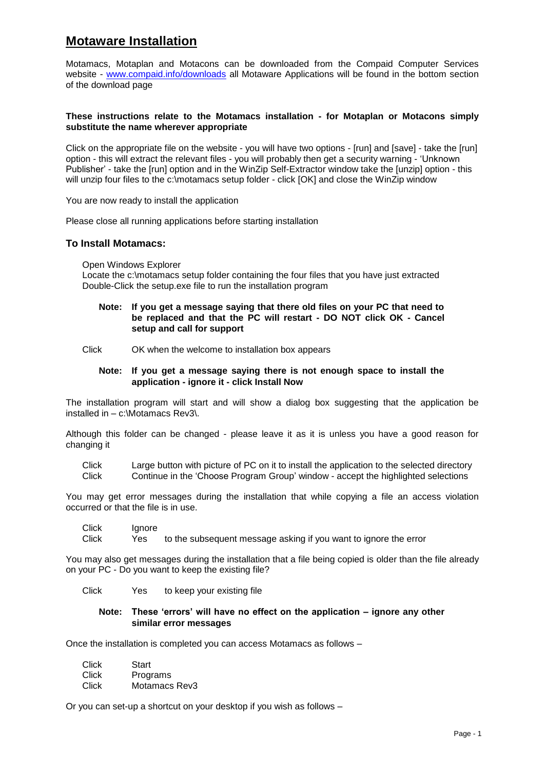# Motaware Installation

Motamacs, Motaplan and Motacons can be downloaded from the Compaid Computer Services website - www.compaid.info/downloads all Motaware Applications will be found in the bottom section of the download page

**These instructions relate to the Motamacs installation - for Motaplan or Motacons simply substitute the name wherever appropriate**

Click on the appropriate file on the website - you will have two options - [run] and [save] - take the [run] option - this will extract the relevant files - you will probably then get a security warning - 'Unknown Publisher' - take the [run] option and in the WinZip Self-Extractor window take the [unzip] option - this will unzip four files to the c:\motamacs setup folder - click [OK] and close the WinZip window

You are now ready to install the application

Please close all running applications before starting installation

### To Install Motamacs:

Open Windows Explorer
Locate the c:\motamacs setup folder containing the four files that you have just extracted
Double-Click the setup.exe file to run the installation program

> **Note: If you get a message saying that there old files on your PC that need to be replaced and that the PC will restart - DO NOT click OK - Cancel setup and call for support**

Click OK when the welcome to installation box appears

> **Note: If you get a message saying there is not enough space to install the application - ignore it - click Install Now**

The installation program will start and will show a dialog box suggesting that the application be installed in – c:\Motamacs Rev3\.

Although this folder can be changed - please leave it as it is unless you have a good reason for changing it

Click Large button with picture of PC on it to install the application to the selected directory
Click Continue in the 'Choose Program Group' window - accept the highlighted selections

You may get error messages during the installation that while copying a file an access violation occurred or that the file is in use.

Click Ignore
Click Yes to the subsequent message asking if you want to ignore the error

You may also get messages during the installation that a file being copied is older than the file already on your PC - Do you want to keep the existing file?

Click Yes to keep your existing file

> **Note: These 'errors' will have no effect on the application – ignore any other similar error messages**

Once the installation is completed you can access Motamacs as follows –

Click Start
Click Programs
Click Motamacs Rev3

Or you can set-up a shortcut on your desktop if you wish as follows –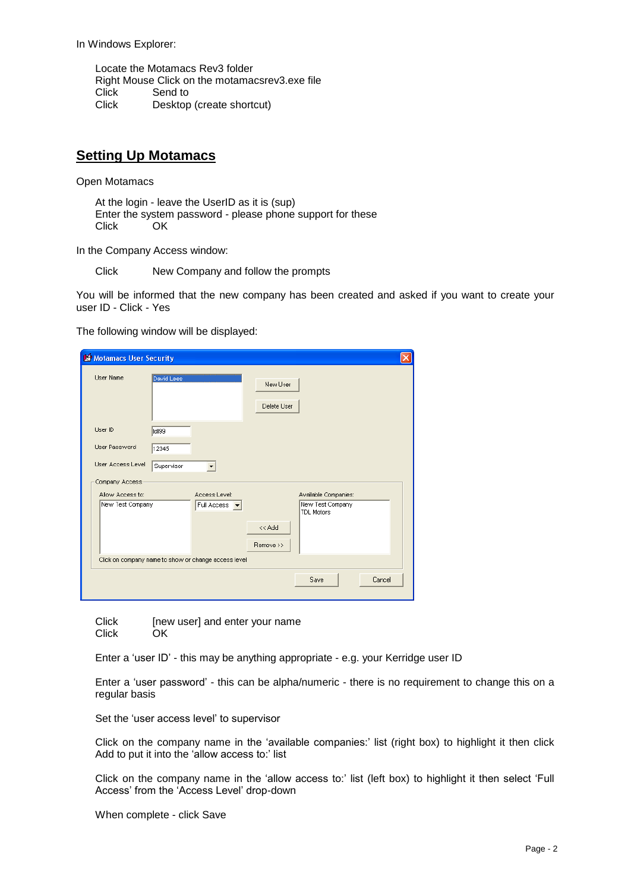In Windows Explorer:

Locate the Motamacs Rev3 folder
Right Mouse Click on the motamacsrev3.exe file
Click  Send to
Click  Desktop (create shortcut)

## Setting Up Motamacs

Open Motamacs

At the login - leave the UserID as it is (sup)
Enter the system password - please phone support for these
Click  OK

In the Company Access window:

Click  New Company and follow the prompts

You will be informed that the new company has been created and asked if you want to create your user ID - Click - Yes

The following window will be displayed:

Click  [new user] and enter your name
Click  OK

Enter a 'user ID' - this may be anything appropriate - e.g. your Kerridge user ID

Enter a 'user password' - this can be alpha/numeric - there is no requirement to change this on a regular basis

Set the 'user access level' to supervisor

Click on the company name in the 'available companies:' list (right box) to highlight it then click Add to put it into the 'allow access to:' list

Click on the company name in the 'allow access to:' list (left box) to highlight it then select 'Full Access' from the 'Access Level' drop-down

When complete - click Save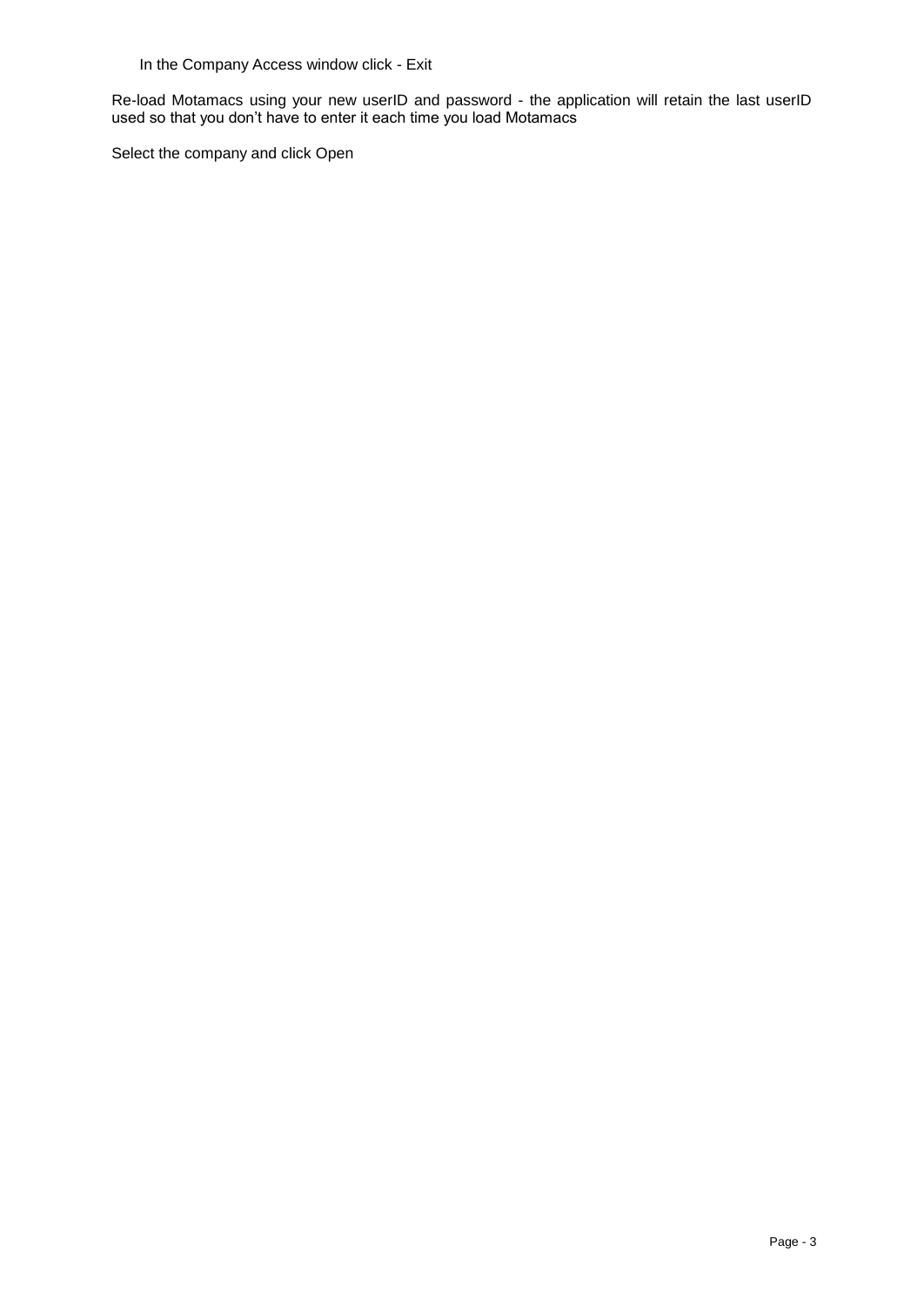In the Company Access window click - Exit

Re-load Motamacs using your new userID and password - the application will retain the last userID used so that you don't have to enter it each time you load Motamacs

Select the company and click Open